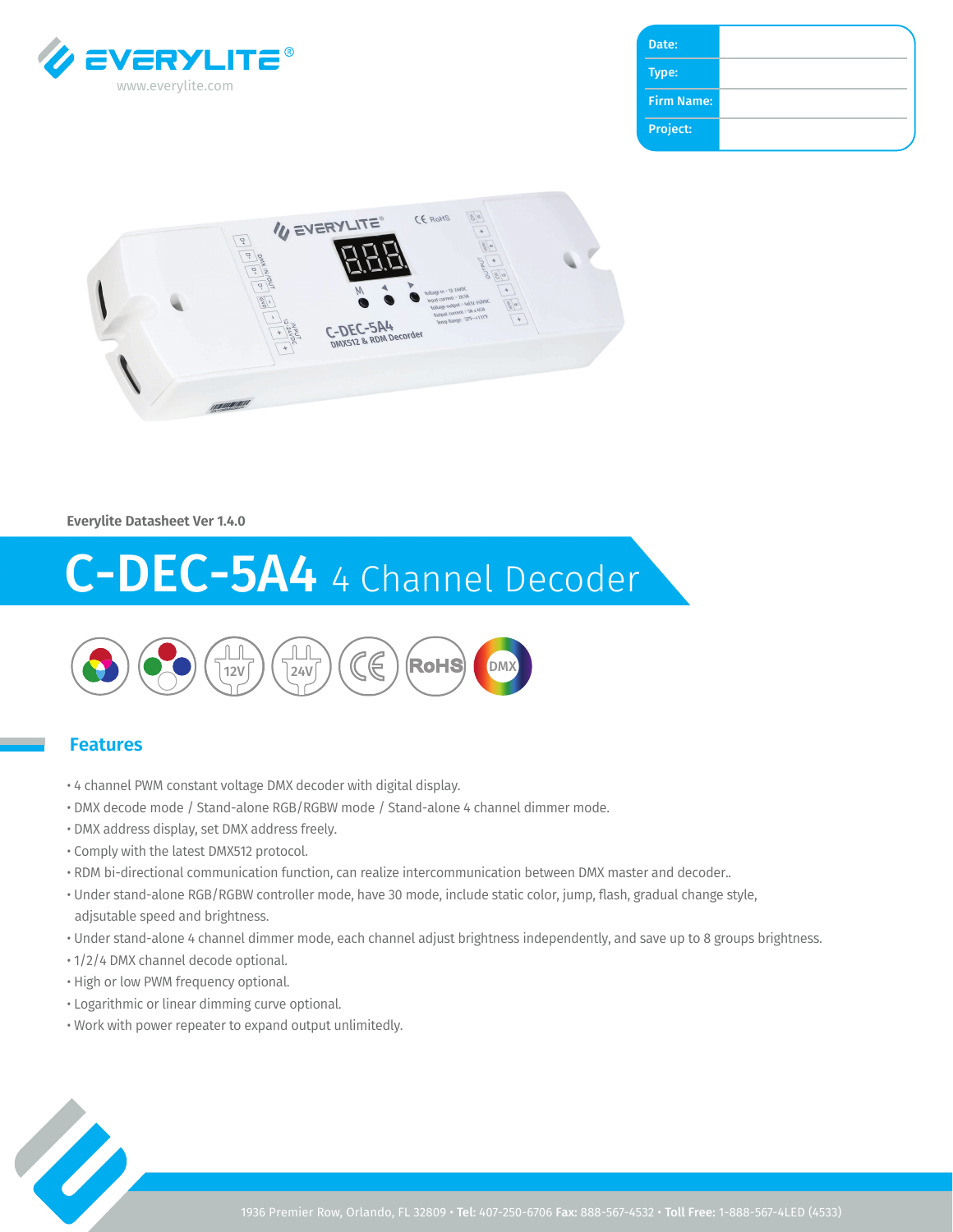EVERYLITE®
www.everylite.com

| Date: | |
|---|---|
| Type: | |
| Firm Name: | |
| Project: | |

Everylite Datasheet Ver 1.4.0

# C-DEC-5A4 4 Channel Decoder

## Features

- 4 channel PWM constant voltage DMX decoder with digital display.
- DMX decode mode / Stand-alone RGB/RGBW mode / Stand-alone 4 channel dimmer mode.
- DMX address display, set DMX address freely.
- Comply with the latest DMX512 protocol.
- RDM bi-directional communication function, can realize intercommunication between DMX master and decoder..
- Under stand-alone RGB/RGBW controller mode, have 30 mode, include static color, jump, flash, gradual change style, adjsutable speed and brightness.
- Under stand-alone 4 channel dimmer mode, each channel adjust brightness independently, and save up to 8 groups brightness.
- 1/2/4 DMX channel decode optional.
- High or low PWM frequency optional.
- Logarithmic or linear dimming curve optional.
- Work with power repeater to expand output unlimitedly.

1936 Premier Row, Orlando, FL 32809 • **Tel:** 407-250-6706 **Fax:** 888-567-4532 • **Toll Free:** 1-888-567-4LED (4533)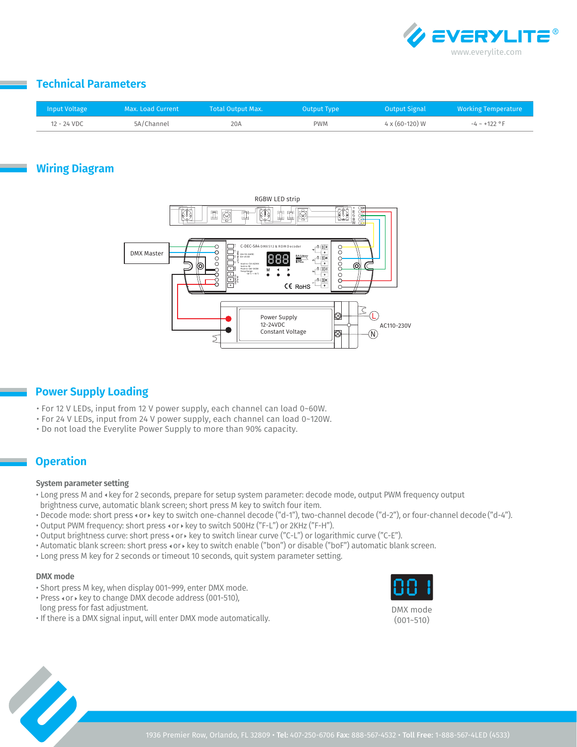## Technical Parameters

| Input Voltage | Max. Load Current | Total Output Max. | Output Type | Output Signal | Working Temperature |
|---|---|---|---|---|---|
| 12 - 24 VDC | 5A/Channel | 20A | PWM | 4 x (60-120) W | -4 ~ +122 °F |

## Wiring Diagram

RGBW LED strip

DMX Master

C-DEC-5A4 DMX512 & RDM Decoder

Power Supply
12-24VDC
Constant Voltage

AC110-230V

## Power Supply Loading

- For 12 V LEDs, input from 12 V power supply, each channel can load 0~60W.
- For 24 V LEDs, input from 24 V power supply, each channel can load 0~120W.
- Do not load the Everylite Power Supply to more than 90% capacity.

## Operation

### System parameter setting

- Long press M and ◂ key for 2 seconds, prepare for setup system parameter: decode mode, output PWM frequency output brightness curve, automatic blank screen; short press M key to switch four item.
- Decode mode: short press ◂ or ▸ key to switch one-channel decode ("d-1"), two-channel decode ("d-2"), or four-channel decode ("d-4").
- Output PWM frequency: short press ◂ or ▸ key to switch 500Hz ("F-L") or 2KHz ("F-H").
- Output brightness curve: short press ◂ or ▸ key to switch linear curve ("C-L") or logarithmic curve ("C-E").
- Automatic blank screen: short press ◂ or ▸ key to switch enable ("bon") or disable ("boF") automatic blank screen.
- Long press M key for 2 seconds or timeout 10 seconds, quit system parameter setting.

### DMX mode

- Short press M key, when display 001~999, enter DMX mode.
- Press ◂ or ▸ key to change DMX decode address (001-510), long press for fast adjustment.
- If there is a DMX signal input, will enter DMX mode automatically.

001

DMX mode (001~510)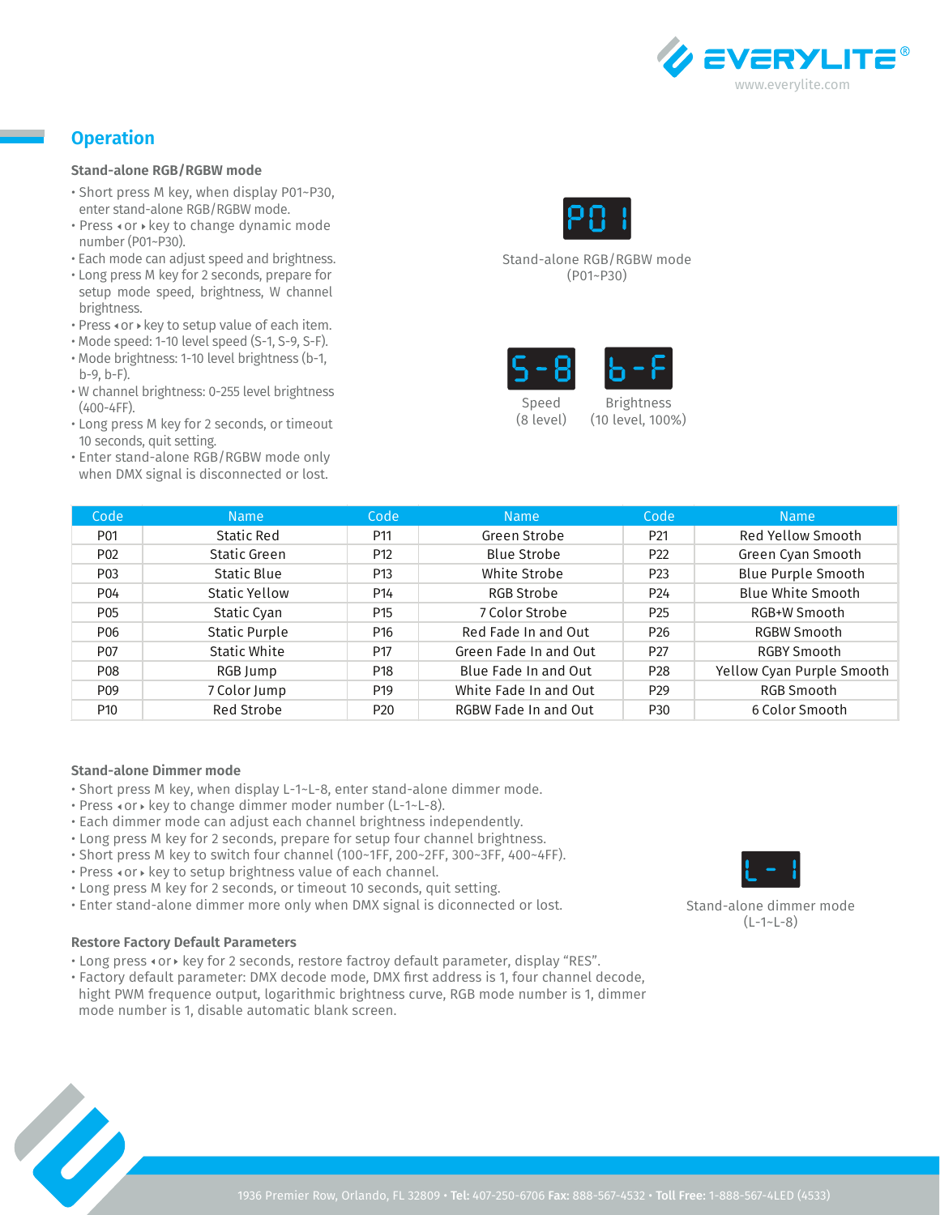## Operation

### Stand-alone RGB/RGBW mode

- Short press M key, when display P01~P30, enter stand-alone RGB/RGBW mode.
- Press ◂ or ▸ key to change dynamic mode number (P01~P30).
- Each mode can adjust speed and brightness.
- Long press M key for 2 seconds, prepare for setup mode speed, brightness, W channel brightness.
- Press ◂ or ▸ key to setup value of each item.
- Mode speed: 1-10 level speed (S-1, S-9, S-F).
- Mode brightness: 1-10 level brightness (b-1, b-9, b-F).
- W channel brightness: 0-255 level brightness (400-4FF).
- Long press M key for 2 seconds, or timeout 10 seconds, quit setting.
- Enter stand-alone RGB/RGBW mode only when DMX signal is disconnected or lost.

P01

Stand-alone RGB/RGBW mode (P01~P30)

S-8

Speed (8 level)

b-F

Brightness (10 level, 100%)

| Code | Name | Code | Name | Code | Name |
|---|---|---|---|---|---|
| P01 | Static Red | P11 | Green Strobe | P21 | Red Yellow Smooth |
| P02 | Static Green | P12 | Blue Strobe | P22 | Green Cyan Smooth |
| P03 | Static Blue | P13 | White Strobe | P23 | Blue Purple Smooth |
| P04 | Static Yellow | P14 | RGB Strobe | P24 | Blue White Smooth |
| P05 | Static Cyan | P15 | 7 Color Strobe | P25 | RGB+W Smooth |
| P06 | Static Purple | P16 | Red Fade In and Out | P26 | RGBW Smooth |
| P07 | Static White | P17 | Green Fade In and Out | P27 | RGBY Smooth |
| P08 | RGB Jump | P18 | Blue Fade In and Out | P28 | Yellow Cyan Purple Smooth |
| P09 | 7 Color Jump | P19 | White Fade In and Out | P29 | RGB Smooth |
| P10 | Red Strobe | P20 | RGBW Fade In and Out | P30 | 6 Color Smooth |

### Stand-alone Dimmer mode

- Short press M key, when display L-1~L-8, enter stand-alone dimmer mode.
- Press ◂ or ▸ key to change dimmer moder number (L-1~L-8).
- Each dimmer mode can adjust each channel brightness independently.
- Long press M key for 2 seconds, prepare for setup four channel brightness.
- Short press M key to switch four channel (100~1FF, 200~2FF, 300~3FF, 400~4FF).
- Press ◂ or ▸ key to setup brightness value of each channel.
- Long press M key for 2 seconds, or timeout 10 seconds, quit setting.
- Enter stand-alone dimmer more only when DMX signal is diconnected or lost.

L-1

Stand-alone dimmer mode (L-1~L-8)

### Restore Factory Default Parameters

- Long press ◂ or ▸ key for 2 seconds, restore factroy default parameter, display "RES".
- Factory default parameter: DMX decode mode, DMX first address is 1, four channel decode, hight PWM frequence output, logarithmic brightness curve, RGB mode number is 1, dimmer mode number is 1, disable automatic blank screen.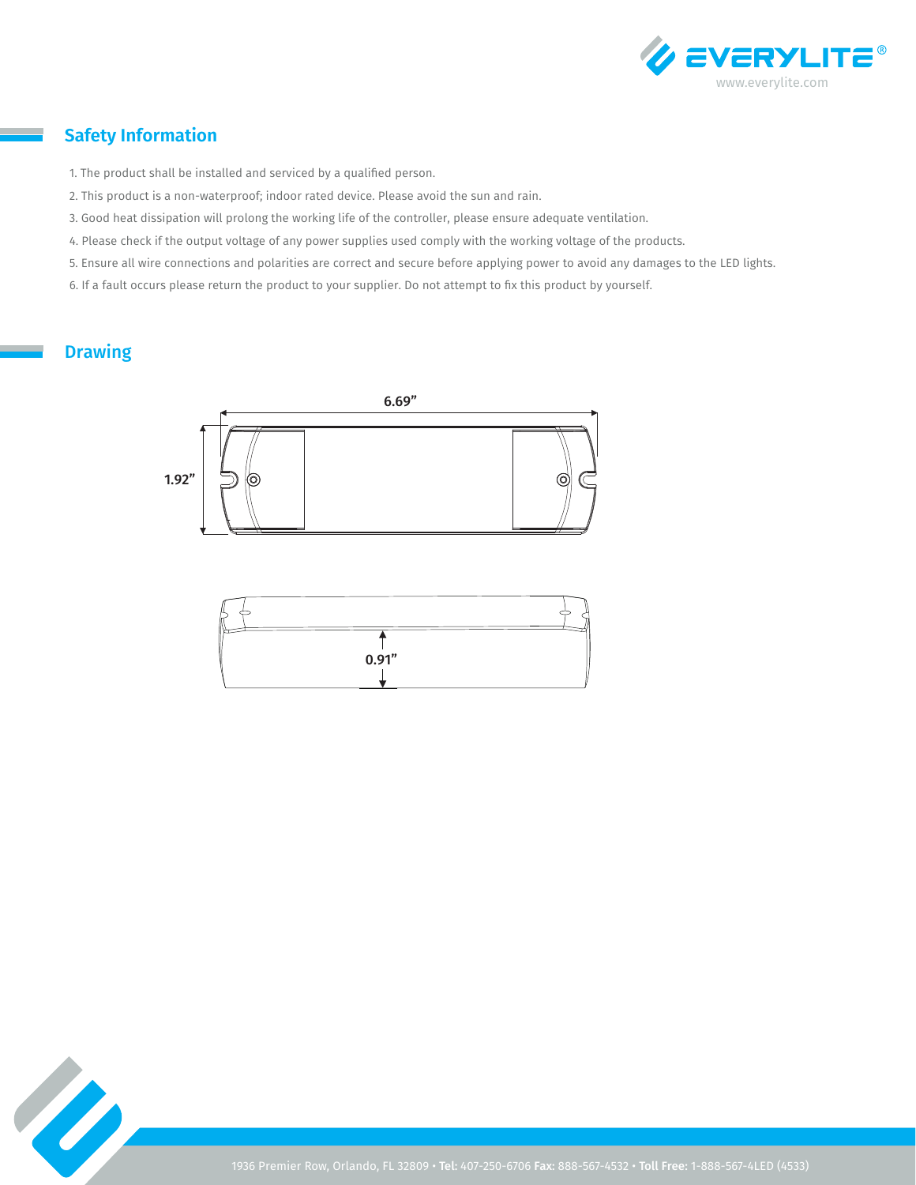## Safety Information

1. The product shall be installed and serviced by a qualified person.
2. This product is a non-waterproof; indoor rated device. Please avoid the sun and rain.
3. Good heat dissipation will prolong the working life of the controller, please ensure adequate ventilation.
4. Please check if the output voltage of any power supplies used comply with the working voltage of the products.
5. Ensure all wire connections and polarities are correct and secure before applying power to avoid any damages to the LED lights.
6. If a fault occurs please return the product to your supplier. Do not attempt to fix this product by yourself.

## Drawing

6.69”

1.92”

0.91”